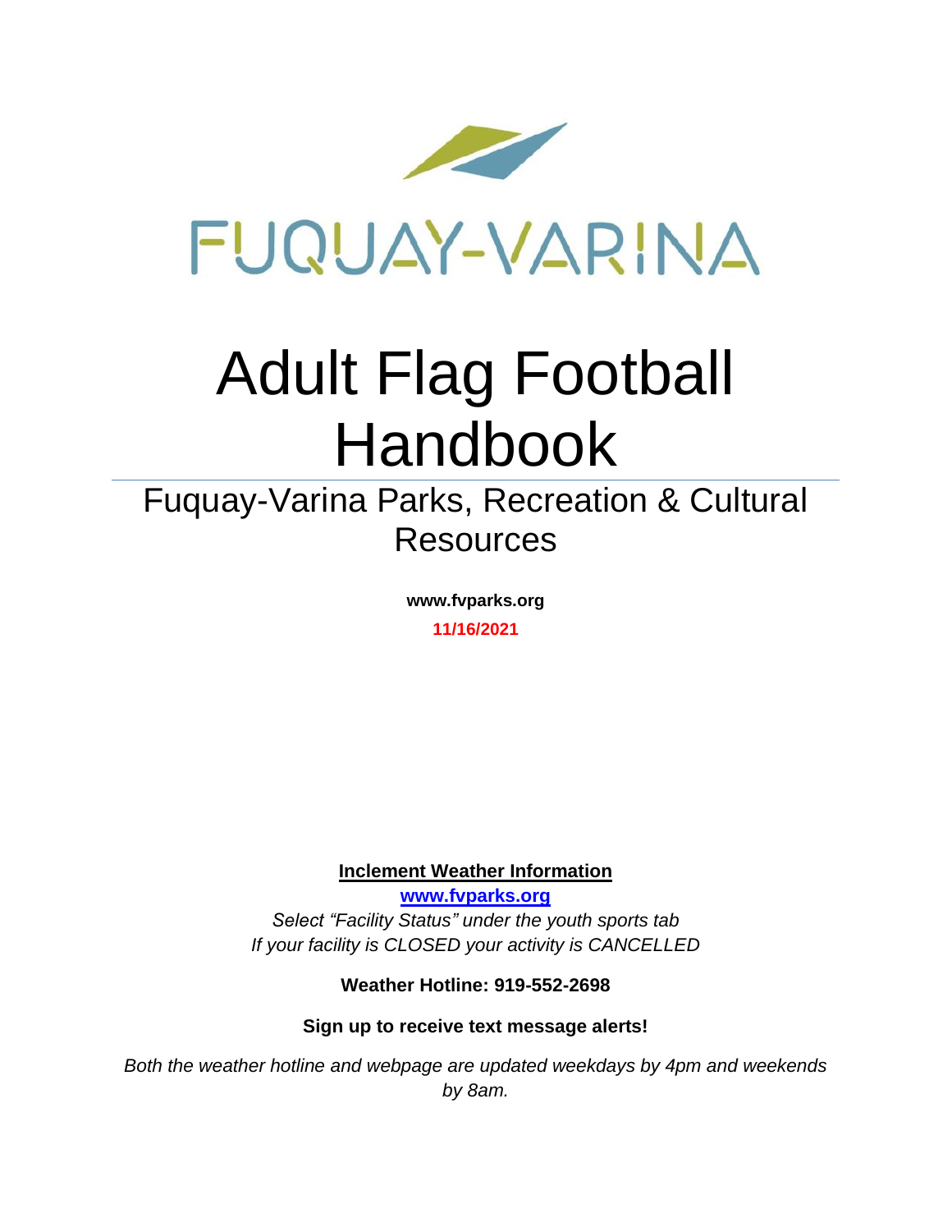FUQUAY-VARINA

# Adult Flag Football Handbook

## Fuquay-Varina Parks, Recreation & Cultural Resources

**www.fvparks.org**

**11/16/2021**

**Inclement Weather Information**

**www.fvparks.org**

*Select "Facility Status" under the youth sports tab*

*If your facility is CLOSED your activity is CANCELLED*

**Weather Hotline: 919-552-2698**

**Sign up to receive text message alerts!**

*Both the weather hotline and webpage are updated weekdays by 4pm and weekends by 8am.*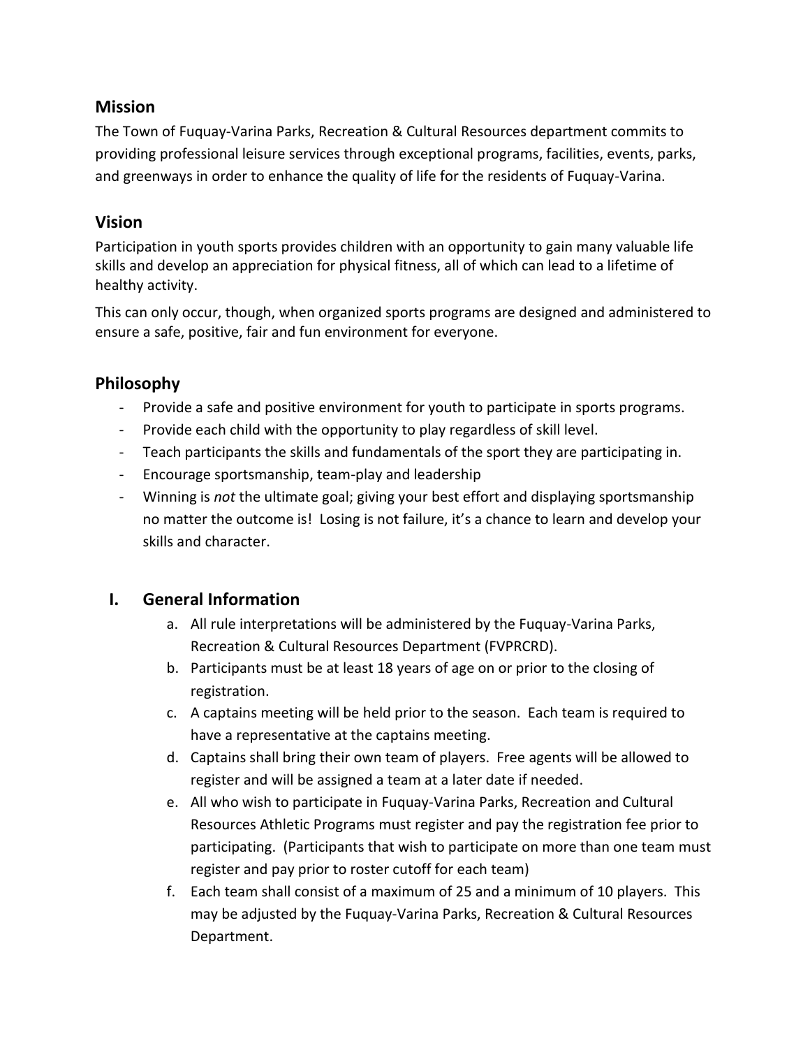## Mission

The Town of Fuquay-Varina Parks, Recreation & Cultural Resources department commits to providing professional leisure services through exceptional programs, facilities, events, parks, and greenways in order to enhance the quality of life for the residents of Fuquay-Varina.

## Vision

Participation in youth sports provides children with an opportunity to gain many valuable life skills and develop an appreciation for physical fitness, all of which can lead to a lifetime of healthy activity.

This can only occur, though, when organized sports programs are designed and administered to ensure a safe, positive, fair and fun environment for everyone.

## Philosophy

- Provide a safe and positive environment for youth to participate in sports programs.
- Provide each child with the opportunity to play regardless of skill level.
- Teach participants the skills and fundamentals of the sport they are participating in.
- Encourage sportsmanship, team-play and leadership
- Winning is *not* the ultimate goal; giving your best effort and displaying sportsmanship no matter the outcome is! Losing is not failure, it's a chance to learn and develop your skills and character.

## I. General Information

a. All rule interpretations will be administered by the Fuquay-Varina Parks, Recreation & Cultural Resources Department (FVPRCRD).

b. Participants must be at least 18 years of age on or prior to the closing of registration.

c. A captains meeting will be held prior to the season. Each team is required to have a representative at the captains meeting.

d. Captains shall bring their own team of players. Free agents will be allowed to register and will be assigned a team at a later date if needed.

e. All who wish to participate in Fuquay-Varina Parks, Recreation and Cultural Resources Athletic Programs must register and pay the registration fee prior to participating. (Participants that wish to participate on more than one team must register and pay prior to roster cutoff for each team)

f. Each team shall consist of a maximum of 25 and a minimum of 10 players. This may be adjusted by the Fuquay-Varina Parks, Recreation & Cultural Resources Department.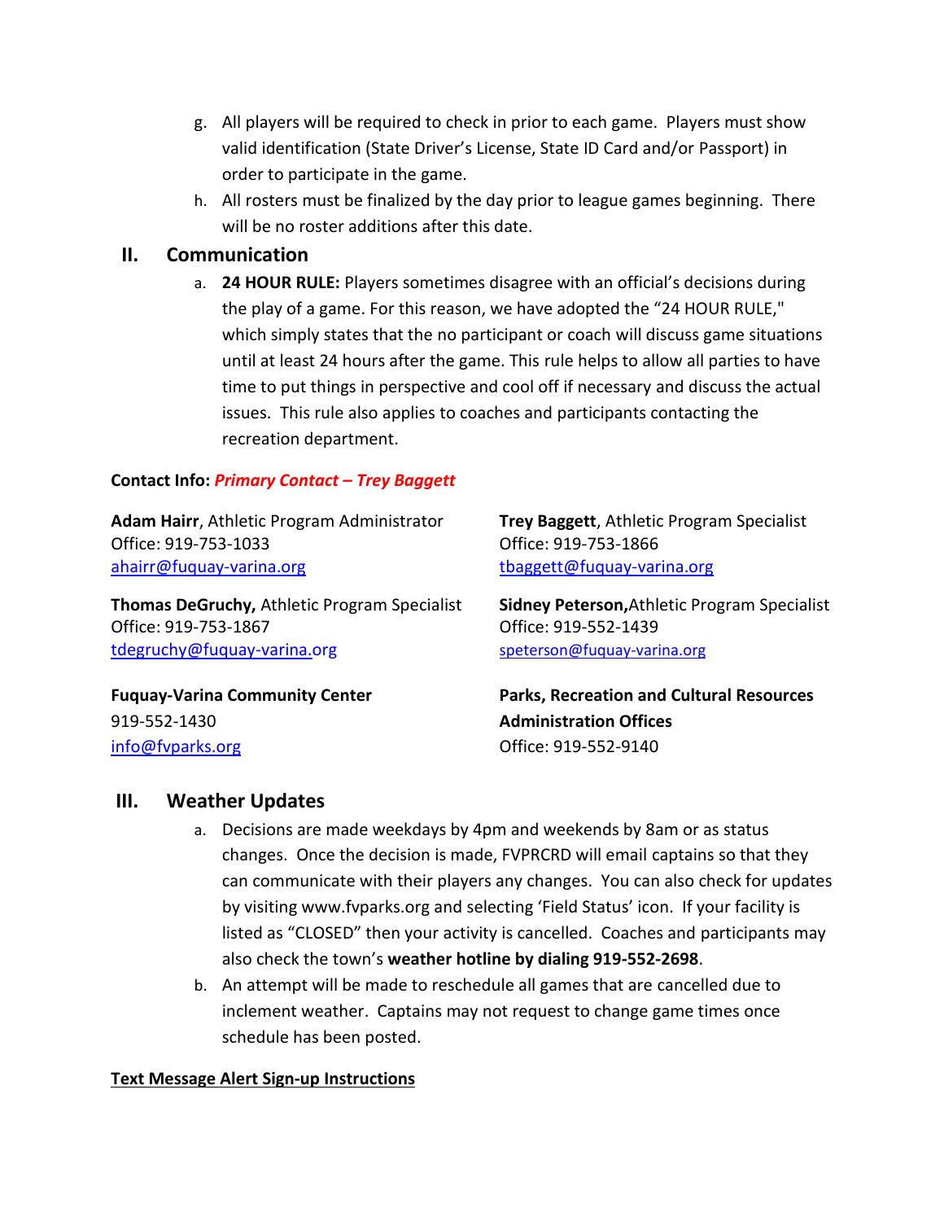g. All players will be required to check in prior to each game. Players must show valid identification (State Driver's License, State ID Card and/or Passport) in order to participate in the game.

h. All rosters must be finalized by the day prior to league games beginning. There will be no roster additions after this date.

## II. Communication

a. **24 HOUR RULE:** Players sometimes disagree with an official's decisions during the play of a game. For this reason, we have adopted the "24 HOUR RULE," which simply states that the no participant or coach will discuss game situations until at least 24 hours after the game. This rule helps to allow all parties to have time to put things in perspective and cool off if necessary and discuss the actual issues. This rule also applies to coaches and participants contacting the recreation department.

**Contact Info:** ***Primary Contact – Trey Baggett***

**Adam Hairr**, Athletic Program Administrator
Office: 919-753-1033
ahairr@fuquay-varina.org

**Trey Baggett**, Athletic Program Specialist
Office: 919-753-1866
tbaggett@fuquay-varina.org

**Thomas DeGruchy,** Athletic Program Specialist
Office: 919-753-1867
tdegruchy@fuquay-varina.org

**Sidney Peterson,** Athletic Program Specialist
Office: 919-552-1439
speterson@fuquay-varina.org

**Fuquay-Varina Community Center**
919-552-1430
info@fvparks.org

**Parks, Recreation and Cultural Resources Administration Offices**
Office: 919-552-9140

## III. Weather Updates

a. Decisions are made weekdays by 4pm and weekends by 8am or as status changes. Once the decision is made, FVPRCRD will email captains so that they can communicate with their players any changes. You can also check for updates by visiting www.fvparks.org and selecting 'Field Status' icon. If your facility is listed as "CLOSED" then your activity is cancelled. Coaches and participants may also check the town's **weather hotline by dialing 919-552-2698**.

b. An attempt will be made to reschedule all games that are cancelled due to inclement weather. Captains may not request to change game times once schedule has been posted.

**Text Message Alert Sign-up Instructions**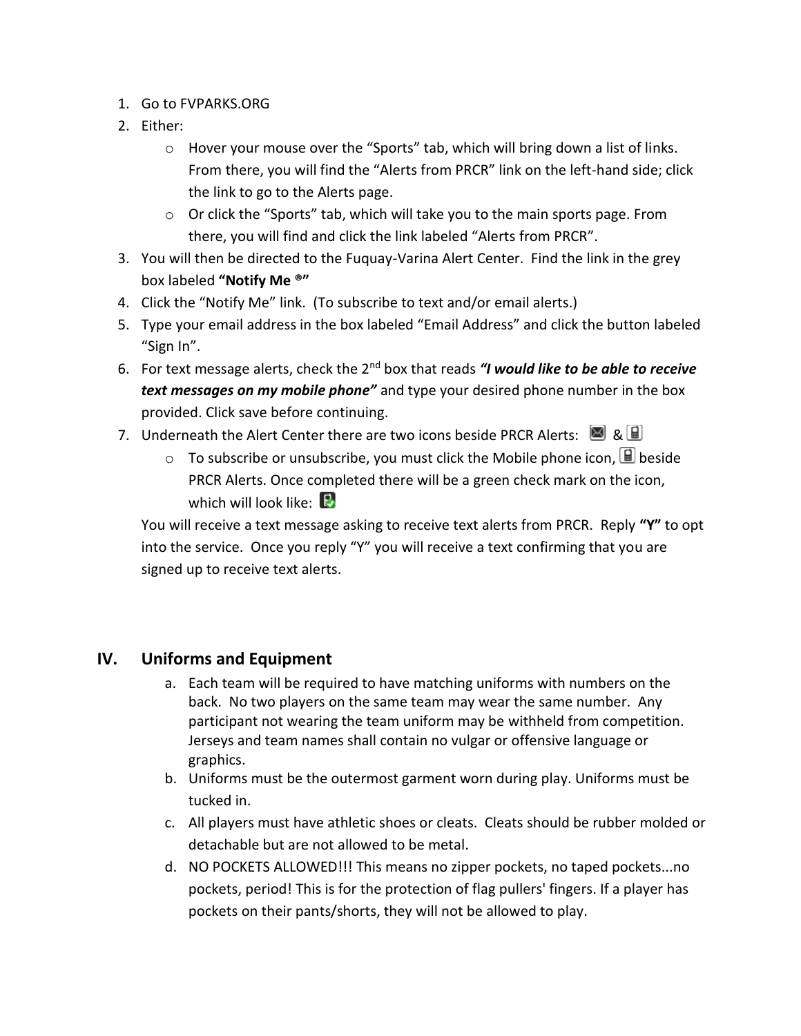1. Go to FVPARKS.ORG
2. Either:
   - Hover your mouse over the "Sports" tab, which will bring down a list of links. From there, you will find the "Alerts from PRCR" link on the left-hand side; click the link to go to the Alerts page.
   - Or click the "Sports" tab, which will take you to the main sports page. From there, you will find and click the link labeled "Alerts from PRCR".
3. You will then be directed to the Fuquay-Varina Alert Center. Find the link in the grey box labeled **"Notify Me ®"**
4. Click the "Notify Me" link. (To subscribe to text and/or email alerts.)
5. Type your email address in the box labeled "Email Address" and click the button labeled "Sign In".
6. For text message alerts, check the 2nd box that reads ***"I would like to be able to receive text messages on my mobile phone"*** and type your desired phone number in the box provided. Click save before continuing.
7. Underneath the Alert Center there are two icons beside PRCR Alerts: &
   - To subscribe or unsubscribe, you must click the Mobile phone icon, beside PRCR Alerts. Once completed there will be a green check mark on the icon, which will look like:

   You will receive a text message asking to receive text alerts from PRCR. Reply **"Y"** to opt into the service. Once you reply "Y" you will receive a text confirming that you are signed up to receive text alerts.

## IV. Uniforms and Equipment

a. Each team will be required to have matching uniforms with numbers on the back. No two players on the same team may wear the same number. Any participant not wearing the team uniform may be withheld from competition. Jerseys and team names shall contain no vulgar or offensive language or graphics.

b. Uniforms must be the outermost garment worn during play. Uniforms must be tucked in.

c. All players must have athletic shoes or cleats. Cleats should be rubber molded or detachable but are not allowed to be metal.

d. NO POCKETS ALLOWED!!! This means no zipper pockets, no taped pockets...no pockets, period! This is for the protection of flag pullers' fingers. If a player has pockets on their pants/shorts, they will not be allowed to play.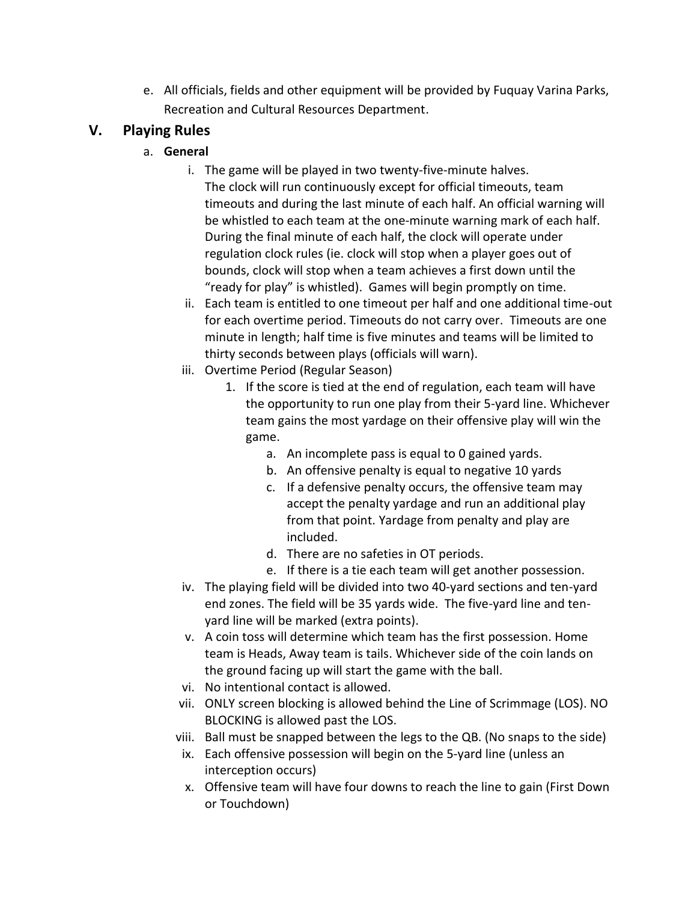e. All officials, fields and other equipment will be provided by Fuquay Varina Parks, Recreation and Cultural Resources Department.

## V. Playing Rules

a. **General**

i. The game will be played in two twenty-five-minute halves. The clock will run continuously except for official timeouts, team timeouts and during the last minute of each half. An official warning will be whistled to each team at the one-minute warning mark of each half. During the final minute of each half, the clock will operate under regulation clock rules (ie. clock will stop when a player goes out of bounds, clock will stop when a team achieves a first down until the "ready for play" is whistled). Games will begin promptly on time.

ii. Each team is entitled to one timeout per half and one additional time-out for each overtime period. Timeouts do not carry over. Timeouts are one minute in length; half time is five minutes and teams will be limited to thirty seconds between plays (officials will warn).

iii. Overtime Period (Regular Season)

1. If the score is tied at the end of regulation, each team will have the opportunity to run one play from their 5-yard line. Whichever team gains the most yardage on their offensive play will win the game.
    a. An incomplete pass is equal to 0 gained yards.
    b. An offensive penalty is equal to negative 10 yards
    c. If a defensive penalty occurs, the offensive team may accept the penalty yardage and run an additional play from that point. Yardage from penalty and play are included.
    d. There are no safeties in OT periods.
    e. If there is a tie each team will get another possession.

iv. The playing field will be divided into two 40-yard sections and ten-yard end zones. The field will be 35 yards wide. The five-yard line and ten-yard line will be marked (extra points).

v. A coin toss will determine which team has the first possession. Home team is Heads, Away team is tails. Whichever side of the coin lands on the ground facing up will start the game with the ball.

vi. No intentional contact is allowed.

vii. ONLY screen blocking is allowed behind the Line of Scrimmage (LOS). NO BLOCKING is allowed past the LOS.

viii. Ball must be snapped between the legs to the QB. (No snaps to the side)

ix. Each offensive possession will begin on the 5-yard line (unless an interception occurs)

x. Offensive team will have four downs to reach the line to gain (First Down or Touchdown)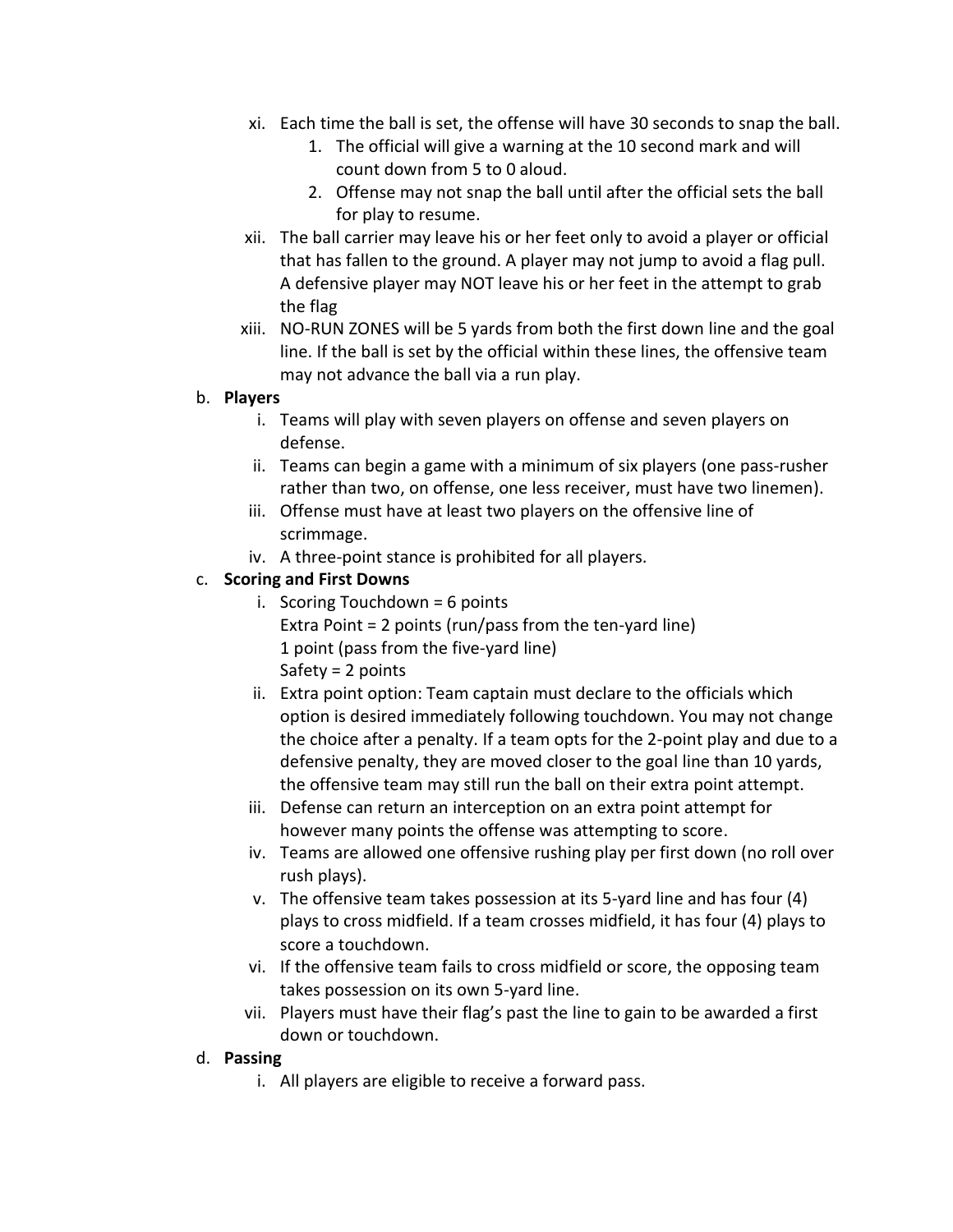xi. Each time the ball is set, the offense will have 30 seconds to snap the ball.
      1. The official will give a warning at the 10 second mark and will count down from 5 to 0 aloud.
      2. Offense may not snap the ball until after the official sets the ball for play to resume.

   xii. The ball carrier may leave his or her feet only to avoid a player or official that has fallen to the ground. A player may not jump to avoid a flag pull. A defensive player may NOT leave his or her feet in the attempt to grab the flag

   xiii. NO-RUN ZONES will be 5 yards from both the first down line and the goal line. If the ball is set by the official within these lines, the offensive team may not advance the ball via a run play.

b. **Players**
   i. Teams will play with seven players on offense and seven players on defense.
   ii. Teams can begin a game with a minimum of six players (one pass-rusher rather than two, on offense, one less receiver, must have two linemen).
   iii. Offense must have at least two players on the offensive line of scrimmage.
   iv. A three-point stance is prohibited for all players.

c. **Scoring and First Downs**
   i. Scoring Touchdown = 6 points
      Extra Point = 2 points (run/pass from the ten-yard line)
      1 point (pass from the five-yard line)
      Safety = 2 points
   ii. Extra point option: Team captain must declare to the officials which option is desired immediately following touchdown. You may not change the choice after a penalty. If a team opts for the 2-point play and due to a defensive penalty, they are moved closer to the goal line than 10 yards, the offensive team may still run the ball on their extra point attempt.
   iii. Defense can return an interception on an extra point attempt for however many points the offense was attempting to score.
   iv. Teams are allowed one offensive rushing play per first down (no roll over rush plays).
   v. The offensive team takes possession at its 5-yard line and has four (4) plays to cross midfield. If a team crosses midfield, it has four (4) plays to score a touchdown.
   vi. If the offensive team fails to cross midfield or score, the opposing team takes possession on its own 5-yard line.
   vii. Players must have their flag's past the line to gain to be awarded a first down or touchdown.

d. **Passing**
   i. All players are eligible to receive a forward pass.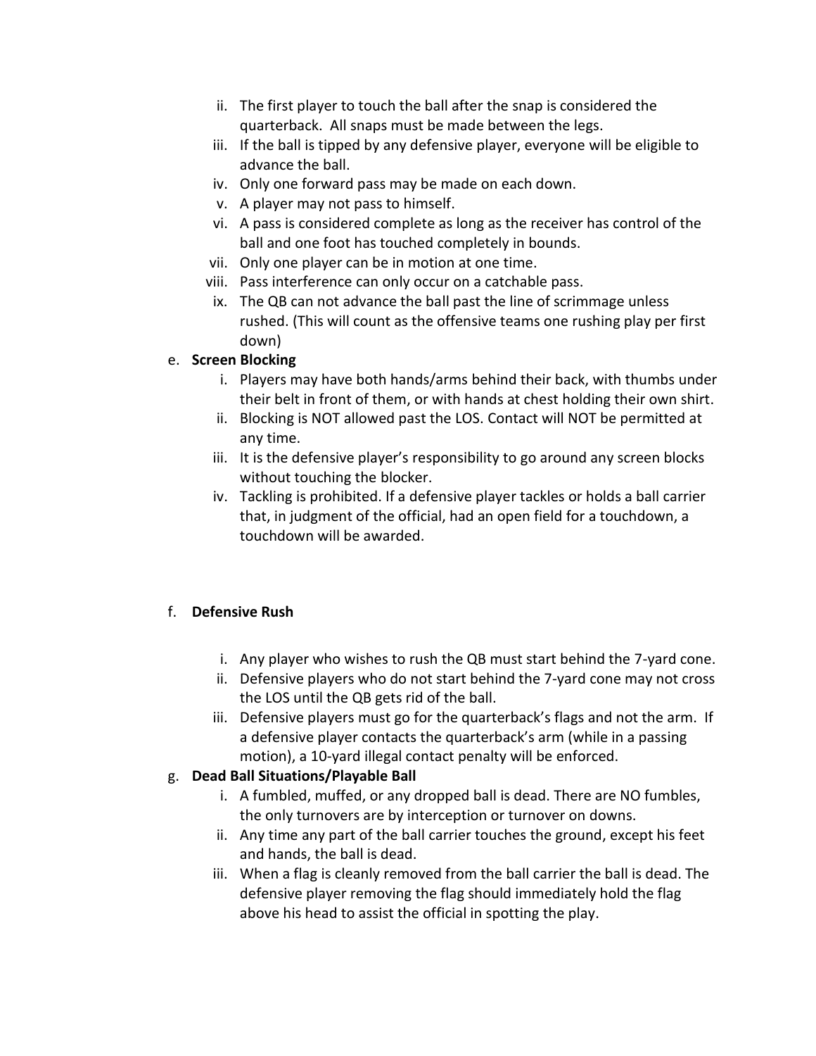ii. The first player to touch the ball after the snap is considered the quarterback. All snaps must be made between the legs.
  iii. If the ball is tipped by any defensive player, everyone will be eligible to advance the ball.
  iv. Only one forward pass may be made on each down.
  v. A player may not pass to himself.
  vi. A pass is considered complete as long as the receiver has control of the ball and one foot has touched completely in bounds.
  vii. Only one player can be in motion at one time.
  viii. Pass interference can only occur on a catchable pass.
  ix. The QB can not advance the ball past the line of scrimmage unless rushed. (This will count as the offensive teams one rushing play per first down)

e. **Screen Blocking**
  i. Players may have both hands/arms behind their back, with thumbs under their belt in front of them, or with hands at chest holding their own shirt.
  ii. Blocking is NOT allowed past the LOS. Contact will NOT be permitted at any time.
  iii. It is the defensive player's responsibility to go around any screen blocks without touching the blocker.
  iv. Tackling is prohibited. If a defensive player tackles or holds a ball carrier that, in judgment of the official, had an open field for a touchdown, a touchdown will be awarded.

f. **Defensive Rush**
  i. Any player who wishes to rush the QB must start behind the 7-yard cone.
  ii. Defensive players who do not start behind the 7-yard cone may not cross the LOS until the QB gets rid of the ball.
  iii. Defensive players must go for the quarterback's flags and not the arm. If a defensive player contacts the quarterback's arm (while in a passing motion), a 10-yard illegal contact penalty will be enforced.

g. **Dead Ball Situations/Playable Ball**
  i. A fumbled, muffed, or any dropped ball is dead. There are NO fumbles, the only turnovers are by interception or turnover on downs.
  ii. Any time any part of the ball carrier touches the ground, except his feet and hands, the ball is dead.
  iii. When a flag is cleanly removed from the ball carrier the ball is dead. The defensive player removing the flag should immediately hold the flag above his head to assist the official in spotting the play.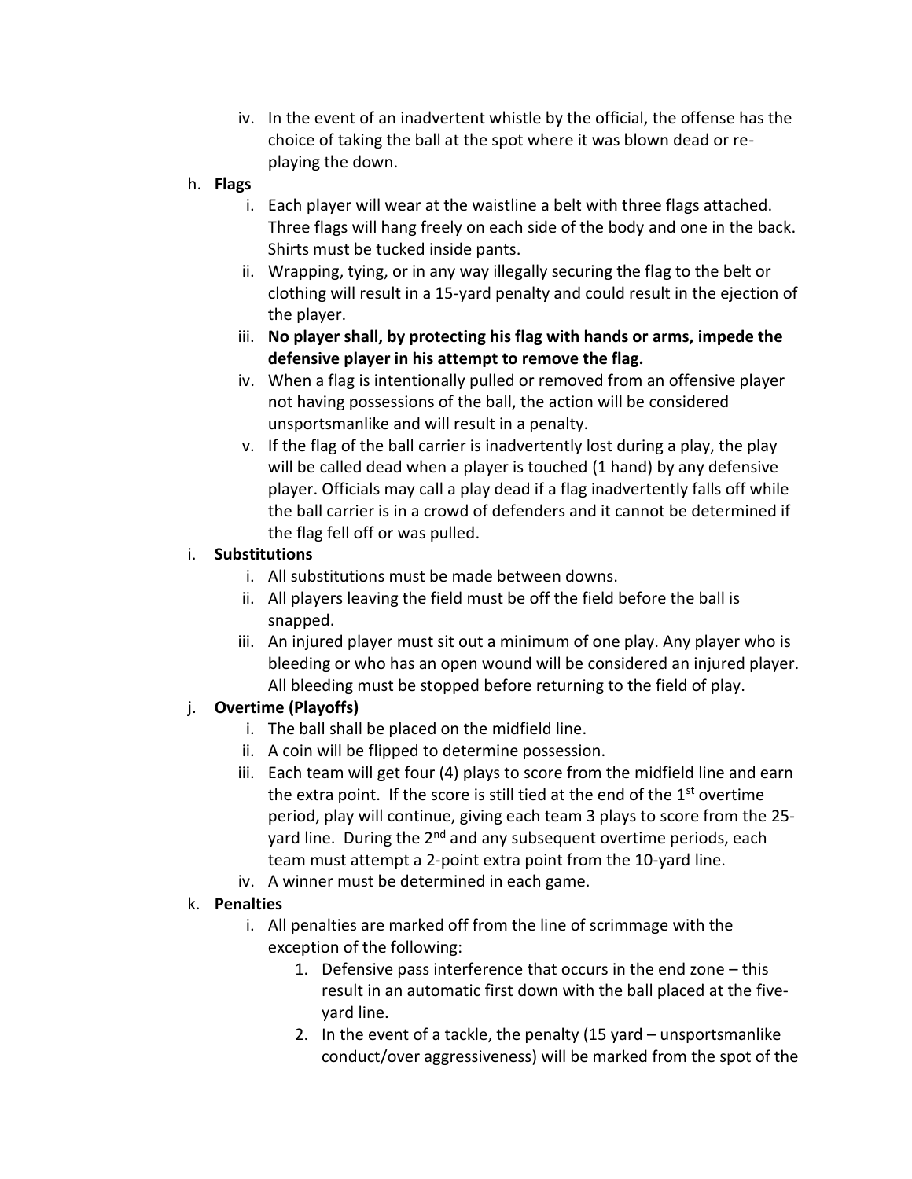iv. In the event of an inadvertent whistle by the official, the offense has the choice of taking the ball at the spot where it was blown dead or re-playing the down.

h. **Flags**

   i. Each player will wear at the waistline a belt with three flags attached. Three flags will hang freely on each side of the body and one in the back. Shirts must be tucked inside pants.

   ii. Wrapping, tying, or in any way illegally securing the flag to the belt or clothing will result in a 15-yard penalty and could result in the ejection of the player.

   iii. **No player shall, by protecting his flag with hands or arms, impede the defensive player in his attempt to remove the flag.**

   iv. When a flag is intentionally pulled or removed from an offensive player not having possessions of the ball, the action will be considered unsportsmanlike and will result in a penalty.

   v. If the flag of the ball carrier is inadvertently lost during a play, the play will be called dead when a player is touched (1 hand) by any defensive player. Officials may call a play dead if a flag inadvertently falls off while the ball carrier is in a crowd of defenders and it cannot be determined if the flag fell off or was pulled.

i. **Substitutions**

   i. All substitutions must be made between downs.

   ii. All players leaving the field must be off the field before the ball is snapped.

   iii. An injured player must sit out a minimum of one play. Any player who is bleeding or who has an open wound will be considered an injured player. All bleeding must be stopped before returning to the field of play.

j. **Overtime (Playoffs)**

   i. The ball shall be placed on the midfield line.

   ii. A coin will be flipped to determine possession.

   iii. Each team will get four (4) plays to score from the midfield line and earn the extra point. If the score is still tied at the end of the 1st overtime period, play will continue, giving each team 3 plays to score from the 25-yard line. During the 2nd and any subsequent overtime periods, each team must attempt a 2-point extra point from the 10-yard line.

   iv. A winner must be determined in each game.

k. **Penalties**

   i. All penalties are marked off from the line of scrimmage with the exception of the following:

      1. Defensive pass interference that occurs in the end zone – this result in an automatic first down with the ball placed at the five-yard line.
      2. In the event of a tackle, the penalty (15 yard – unsportsmanlike conduct/over aggressiveness) will be marked from the spot of the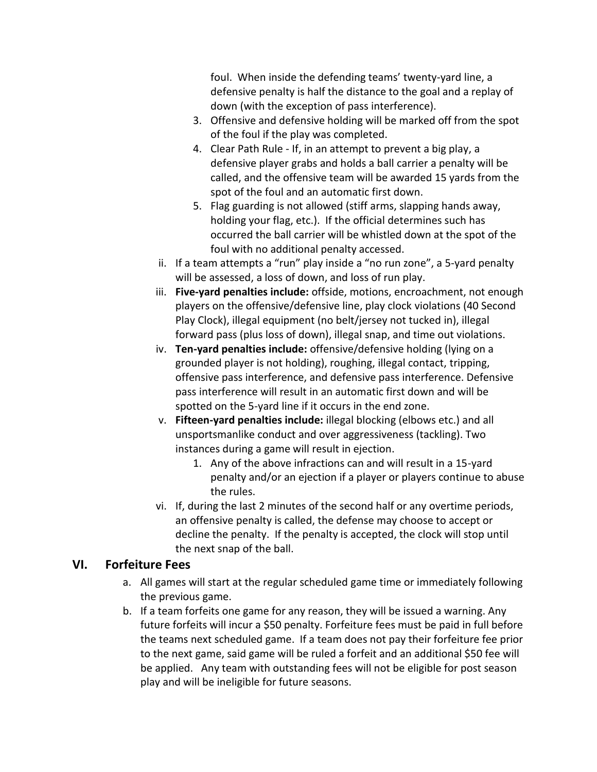foul. When inside the defending teams' twenty-yard line, a defensive penalty is half the distance to the goal and a replay of down (with the exception of pass interference).

3. Offensive and defensive holding will be marked off from the spot of the foul if the play was completed.
4. Clear Path Rule - If, in an attempt to prevent a big play, a defensive player grabs and holds a ball carrier a penalty will be called, and the offensive team will be awarded 15 yards from the spot of the foul and an automatic first down.
5. Flag guarding is not allowed (stiff arms, slapping hands away, holding your flag, etc.). If the official determines such has occurred the ball carrier will be whistled down at the spot of the foul with no additional penalty accessed.

ii. If a team attempts a "run" play inside a "no run zone", a 5-yard penalty will be assessed, a loss of down, and loss of run play.

iii. **Five-yard penalties include:** offside, motions, encroachment, not enough players on the offensive/defensive line, play clock violations (40 Second Play Clock), illegal equipment (no belt/jersey not tucked in), illegal forward pass (plus loss of down), illegal snap, and time out violations.

iv. **Ten-yard penalties include:** offensive/defensive holding (lying on a grounded player is not holding), roughing, illegal contact, tripping, offensive pass interference, and defensive pass interference. Defensive pass interference will result in an automatic first down and will be spotted on the 5-yard line if it occurs in the end zone.

v. **Fifteen-yard penalties include:** illegal blocking (elbows etc.) and all unsportsmanlike conduct and over aggressiveness (tackling). Two instances during a game will result in ejection.

1. Any of the above infractions can and will result in a 15-yard penalty and/or an ejection if a player or players continue to abuse the rules.

vi. If, during the last 2 minutes of the second half or any overtime periods, an offensive penalty is called, the defense may choose to accept or decline the penalty. If the penalty is accepted, the clock will stop until the next snap of the ball.

## VI. Forfeiture Fees

a. All games will start at the regular scheduled game time or immediately following the previous game.

b. If a team forfeits one game for any reason, they will be issued a warning. Any future forfeits will incur a $50 penalty. Forfeiture fees must be paid in full before the teams next scheduled game. If a team does not pay their forfeiture fee prior to the next game, said game will be ruled a forfeit and an additional $50 fee will be applied. Any team with outstanding fees will not be eligible for post season play and will be ineligible for future seasons.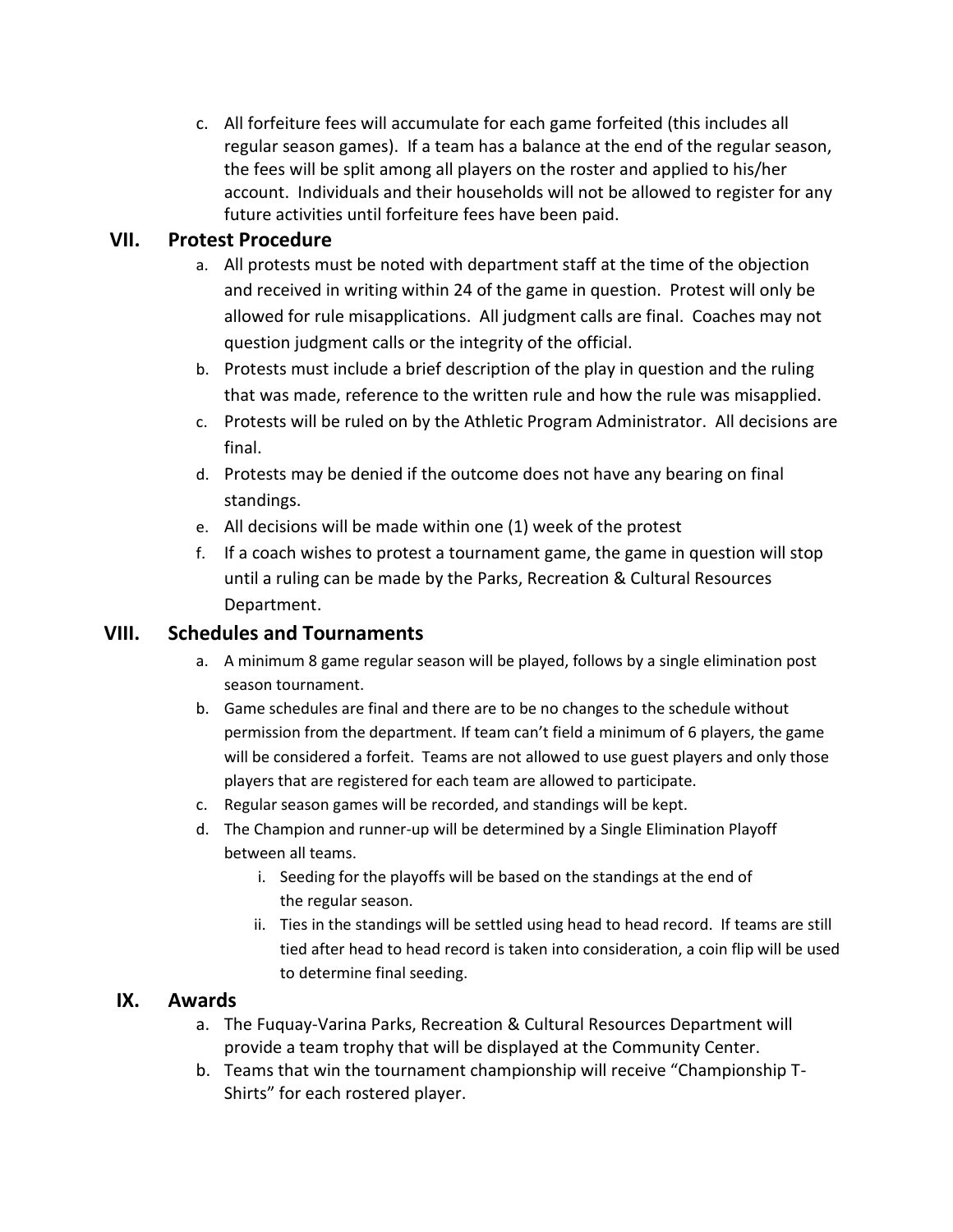c. All forfeiture fees will accumulate for each game forfeited (this includes all regular season games). If a team has a balance at the end of the regular season, the fees will be split among all players on the roster and applied to his/her account. Individuals and their households will not be allowed to register for any future activities until forfeiture fees have been paid.

## VII. Protest Procedure

a. All protests must be noted with department staff at the time of the objection and received in writing within 24 of the game in question. Protest will only be allowed for rule misapplications. All judgment calls are final. Coaches may not question judgment calls or the integrity of the official.

b. Protests must include a brief description of the play in question and the ruling that was made, reference to the written rule and how the rule was misapplied.

c. Protests will be ruled on by the Athletic Program Administrator. All decisions are final.

d. Protests may be denied if the outcome does not have any bearing on final standings.

e. All decisions will be made within one (1) week of the protest

f. If a coach wishes to protest a tournament game, the game in question will stop until a ruling can be made by the Parks, Recreation & Cultural Resources Department.

## VIII. Schedules and Tournaments

a. A minimum 8 game regular season will be played, follows by a single elimination post season tournament.

b. Game schedules are final and there are to be no changes to the schedule without permission from the department. If team can't field a minimum of 6 players, the game will be considered a forfeit. Teams are not allowed to use guest players and only those players that are registered for each team are allowed to participate.

c. Regular season games will be recorded, and standings will be kept.

d. The Champion and runner-up will be determined by a Single Elimination Playoff between all teams.

   i. Seeding for the playoffs will be based on the standings at the end of the regular season.

   ii. Ties in the standings will be settled using head to head record. If teams are still tied after head to head record is taken into consideration, a coin flip will be used to determine final seeding.

## IX. Awards

a. The Fuquay-Varina Parks, Recreation & Cultural Resources Department will provide a team trophy that will be displayed at the Community Center.

b. Teams that win the tournament championship will receive "Championship T-Shirts" for each rostered player.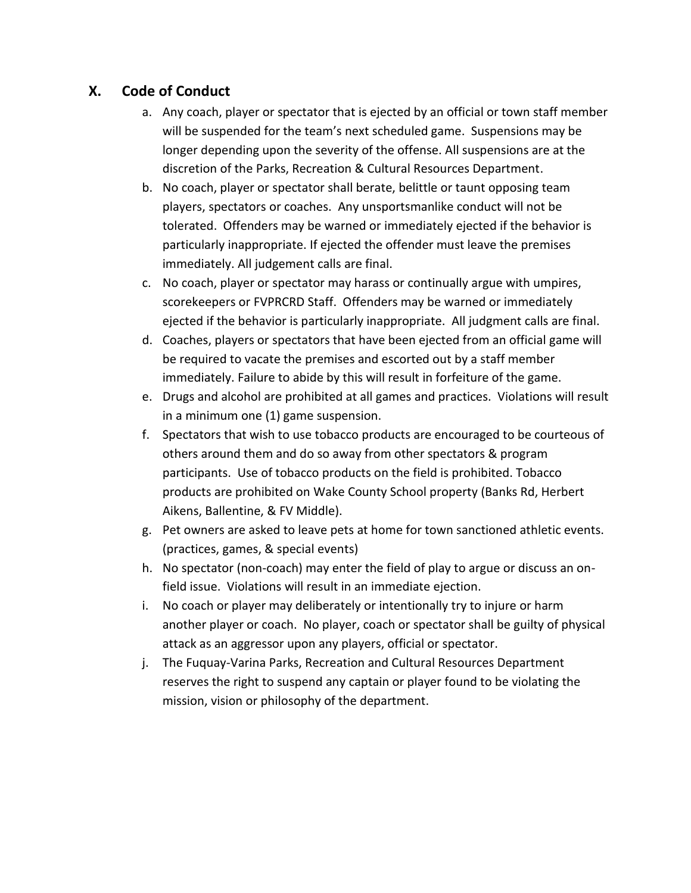## X. Code of Conduct

a. Any coach, player or spectator that is ejected by an official or town staff member will be suspended for the team's next scheduled game. Suspensions may be longer depending upon the severity of the offense. All suspensions are at the discretion of the Parks, Recreation & Cultural Resources Department.

b. No coach, player or spectator shall berate, belittle or taunt opposing team players, spectators or coaches. Any unsportsmanlike conduct will not be tolerated. Offenders may be warned or immediately ejected if the behavior is particularly inappropriate. If ejected the offender must leave the premises immediately. All judgement calls are final.

c. No coach, player or spectator may harass or continually argue with umpires, scorekeepers or FVPRCRD Staff. Offenders may be warned or immediately ejected if the behavior is particularly inappropriate. All judgment calls are final.

d. Coaches, players or spectators that have been ejected from an official game will be required to vacate the premises and escorted out by a staff member immediately. Failure to abide by this will result in forfeiture of the game.

e. Drugs and alcohol are prohibited at all games and practices. Violations will result in a minimum one (1) game suspension.

f. Spectators that wish to use tobacco products are encouraged to be courteous of others around them and do so away from other spectators & program participants. Use of tobacco products on the field is prohibited. Tobacco products are prohibited on Wake County School property (Banks Rd, Herbert Aikens, Ballentine, & FV Middle).

g. Pet owners are asked to leave pets at home for town sanctioned athletic events. (practices, games, & special events)

h. No spectator (non-coach) may enter the field of play to argue or discuss an on-field issue. Violations will result in an immediate ejection.

i. No coach or player may deliberately or intentionally try to injure or harm another player or coach. No player, coach or spectator shall be guilty of physical attack as an aggressor upon any players, official or spectator.

j. The Fuquay-Varina Parks, Recreation and Cultural Resources Department reserves the right to suspend any captain or player found to be violating the mission, vision or philosophy of the department.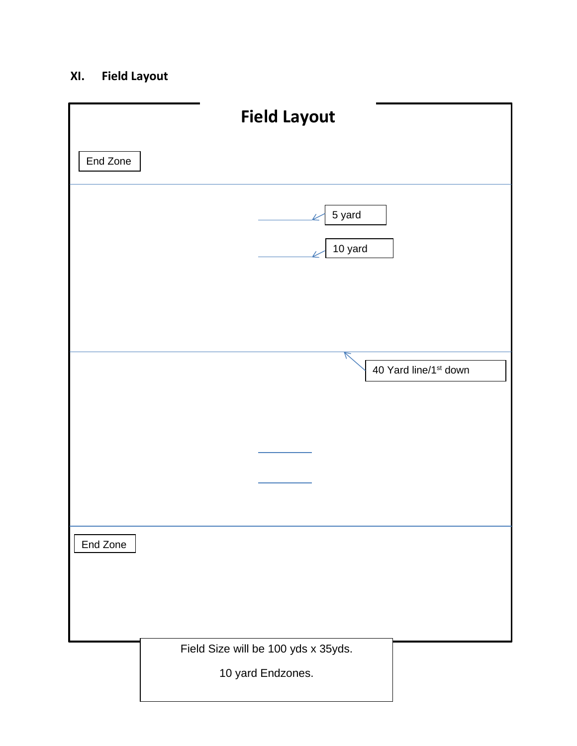## XI. Field Layout

**Field Layout**

End Zone

5 yard

10 yard

40 Yard line/1st down

End Zone

Field Size will be 100 yds x 35yds.

10 yard Endzones.